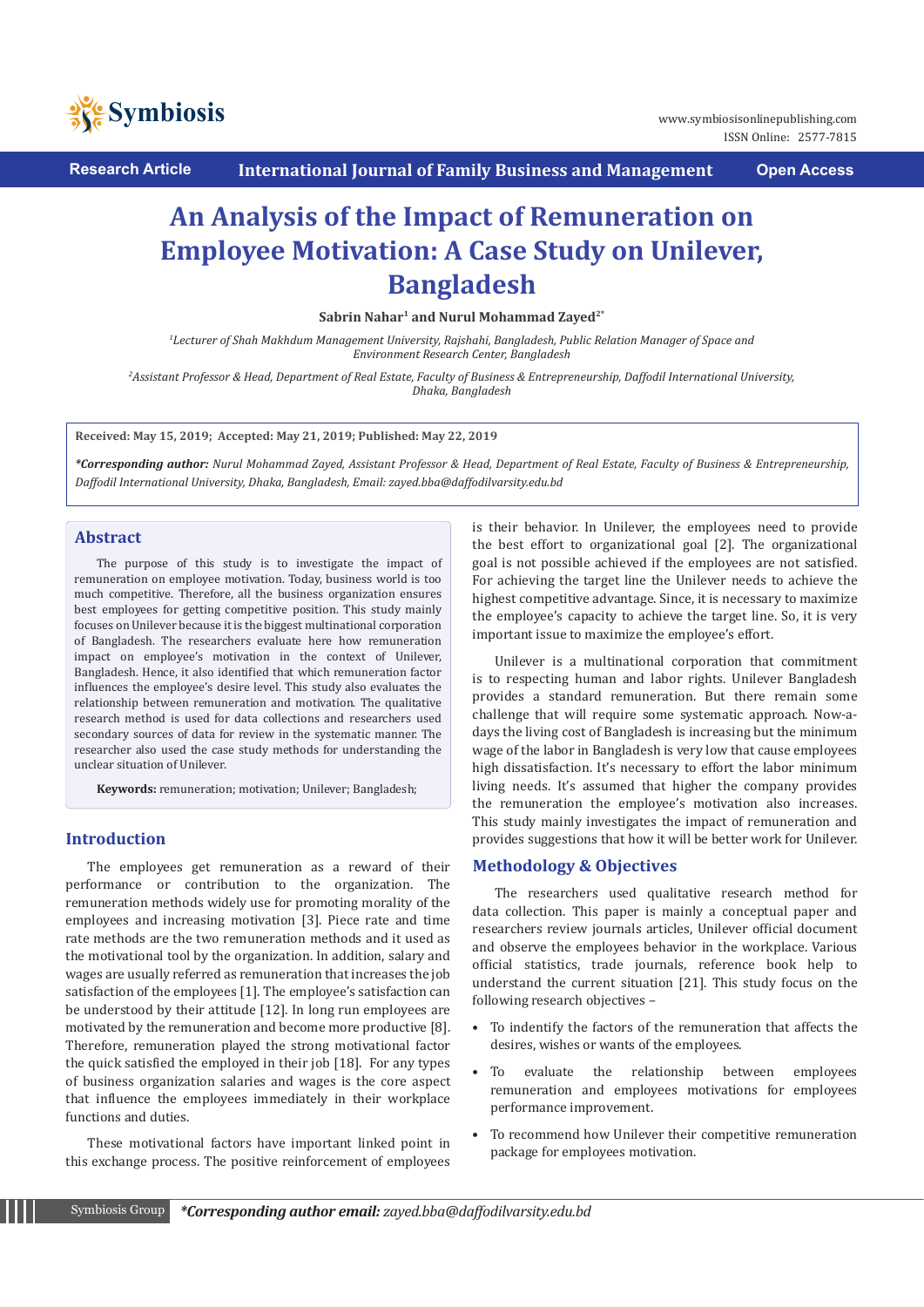Research Article | International Journal of Family Business and Management | Open Access

# An Analysis of the Impact of Remuneration on Employee Motivation: A Case Study on Unilever, Bangladesh

**Sabrin Nahar[1] and Nurul Mohammad Zayed[2*]**

[1]*Lecturer of Shah Makhdum Management University, Rajshahi, Bangladesh, Public Relation Manager of Space and Environment Research Center, Bangladesh*

[2]*Assistant Professor & Head, Department of Real Estate, Faculty of Business & Entrepreneurship, Daffodil International University, Dhaka, Bangladesh*

**Received: May 15, 2019; Accepted: May 21, 2019; Published: May 22, 2019**

***Corresponding author:** *Nurul Mohammad Zayed, Assistant Professor & Head, Department of Real Estate, Faculty of Business & Entrepreneurship, Daffodil International University, Dhaka, Bangladesh, Email: zayed.bba@daffodilvarsity.edu.bd*

## Abstract

The purpose of this study is to investigate the impact of remuneration on employee motivation. Today, business world is too much competitive. Therefore, all the business organization ensures best employees for getting competitive position. This study mainly focuses on Unilever because it is the biggest multinational corporation of Bangladesh. The researchers evaluate here how remuneration impact on employee's motivation in the context of Unilever, Bangladesh. Hence, it also identified that which remuneration factor influences the employee's desire level. This study also evaluates the relationship between remuneration and motivation. The qualitative research method is used for data collections and researchers used secondary sources of data for review in the systematic manner. The researcher also used the case study methods for understanding the unclear situation of Unilever.

**Keywords:** remuneration; motivation; Unilever; Bangladesh;

## Introduction

The employees get remuneration as a reward of their performance or contribution to the organization. The remuneration methods widely use for promoting morality of the employees and increasing motivation [3]. Piece rate and time rate methods are the two remuneration methods and it used as the motivational tool by the organization. In addition, salary and wages are usually referred as remuneration that increases the job satisfaction of the employees [1]. The employee's satisfaction can be understood by their attitude [12]. In long run employees are motivated by the remuneration and become more productive [8]. Therefore, remuneration played the strong motivational factor the quick satisfied the employed in their job [18]. For any types of business organization salaries and wages is the core aspect that influence the employees immediately in their workplace functions and duties.

These motivational factors have important linked point in this exchange process. The positive reinforcement of employees is their behavior. In Unilever, the employees need to provide the best effort to organizational goal [2]. The organizational goal is not possible achieved if the employees are not satisfied. For achieving the target line the Unilever needs to achieve the highest competitive advantage. Since, it is necessary to maximize the employee's capacity to achieve the target line. So, it is very important issue to maximize the employee's effort.

Unilever is a multinational corporation that commitment is to respecting human and labor rights. Unilever Bangladesh provides a standard remuneration. But there remain some challenge that will require some systematic approach. Now-a-days the living cost of Bangladesh is increasing but the minimum wage of the labor in Bangladesh is very low that cause employees high dissatisfaction. It's necessary to effort the labor minimum living needs. It's assumed that higher the company provides the remuneration the employee's motivation also increases. This study mainly investigates the impact of remuneration and provides suggestions that how it will be better work for Unilever.

## Methodology & Objectives

The researchers used qualitative research method for data collection. This paper is mainly a conceptual paper and researchers review journals articles, Unilever official document and observe the employees behavior in the workplace. Various official statistics, trade journals, reference book help to understand the current situation [21]. This study focus on the following research objectives –

- To indentify the factors of the remuneration that affects the desires, wishes or wants of the employees.
- To evaluate the relationship between employees remuneration and employees motivations for employees performance improvement.
- To recommend how Unilever their competitive remuneration package for employees motivation.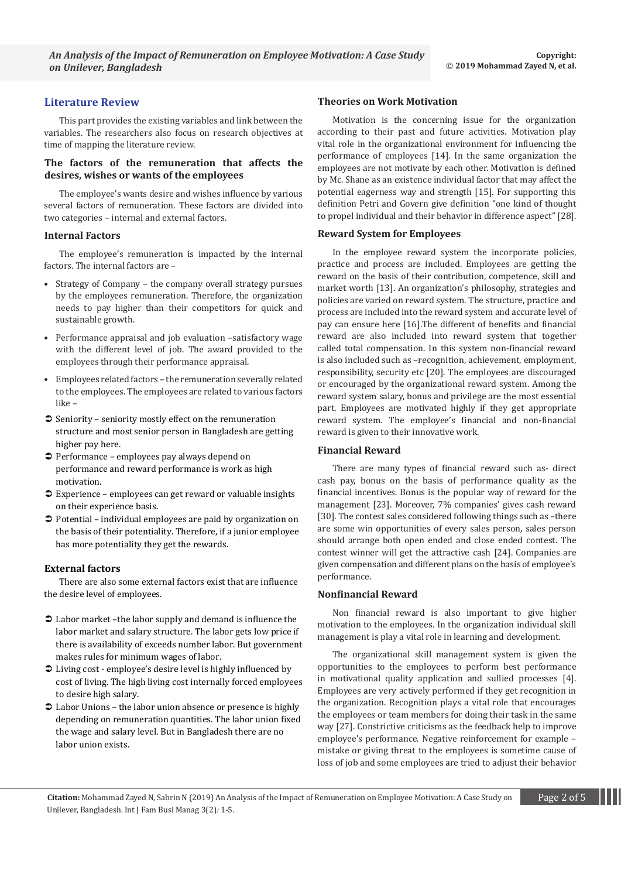## Literature Review

This part provides the existing variables and link between the variables. The researchers also focus on research objectives at time of mapping the literature review.

### The factors of the remuneration that affects the desires, wishes or wants of the employees

The employee's wants desire and wishes influence by various several factors of remuneration. These factors are divided into two categories – internal and external factors.

### Internal Factors

The employee's remuneration is impacted by the internal factors. The internal factors are –

- Strategy of Company – the company overall strategy pursues by the employees remuneration. Therefore, the organization needs to pay higher than their competitors for quick and sustainable growth.
- Performance appraisal and job evaluation –satisfactory wage with the different level of job. The award provided to the employees through their performance appraisal.
- Employees related factors – the remuneration severally related to the employees. The employees are related to various factors like –
  - Seniority – seniority mostly effect on the remuneration structure and most senior person in Bangladesh are getting higher pay here.
  - Performance – employees pay always depend on performance and reward performance is work as high motivation.
  - Experience – employees can get reward or valuable insights on their experience basis.
  - Potential – individual employees are paid by organization on the basis of their potentiality. Therefore, if a junior employee has more potentiality they get the rewards.

### External factors

There are also some external factors exist that are influence the desire level of employees.

- Labor market –the labor supply and demand is influence the labor market and salary structure. The labor gets low price if there is availability of exceeds number labor. But government makes rules for minimum wages of labor.
- Living cost - employee's desire level is highly influenced by cost of living. The high living cost internally forced employees to desire high salary.
- Labor Unions – the labor union absence or presence is highly depending on remuneration quantities. The labor union fixed the wage and salary level. But in Bangladesh there are no labor union exists.

### Theories on Work Motivation

Motivation is the concerning issue for the organization according to their past and future activities. Motivation play vital role in the organizational environment for influencing the performance of employees [14]. In the same organization the employees are not motivate by each other. Motivation is defined by Mc. Shane as an existence individual factor that may affect the potential eagerness way and strength [15]. For supporting this definition Petri and Govern give definition "one kind of thought to propel individual and their behavior in difference aspect" [28].

### Reward System for Employees

In the employee reward system the incorporate policies, practice and process are included. Employees are getting the reward on the basis of their contribution, competence, skill and market worth [13]. An organization's philosophy, strategies and policies are varied on reward system. The structure, practice and process are included into the reward system and accurate level of pay can ensure here [16].The different of benefits and financial reward are also included into reward system that together called total compensation. In this system non-financial reward is also included such as –recognition, achievement, employment, responsibility, security etc [20]. The employees are discouraged or encouraged by the organizational reward system. Among the reward system salary, bonus and privilege are the most essential part. Employees are motivated highly if they get appropriate reward system. The employee's financial and non-financial reward is given to their innovative work.

### Financial Reward

There are many types of financial reward such as- direct cash pay, bonus on the basis of performance quality as the financial incentives. Bonus is the popular way of reward for the management [23]. Moreover, 7% companies' gives cash reward [30]. The contest sales considered following things such as –there are some win opportunities of every sales person, sales person should arrange both open ended and close ended contest. The contest winner will get the attractive cash [24]. Companies are given compensation and different plans on the basis of employee's performance.

### Nonfinancial Reward

Non financial reward is also important to give higher motivation to the employees. In the organization individual skill management is play a vital role in learning and development.

The organizational skill management system is given the opportunities to the employees to perform best performance in motivational quality application and sullied processes [4]. Employees are very actively performed if they get recognition in the organization. Recognition plays a vital role that encourages the employees or team members for doing their task in the same way [27]. Constrictive criticisms as the feedback help to improve employee's performance. Negative reinforcement for example – mistake or giving threat to the employees is sometime cause of loss of job and some employees are tried to adjust their behavior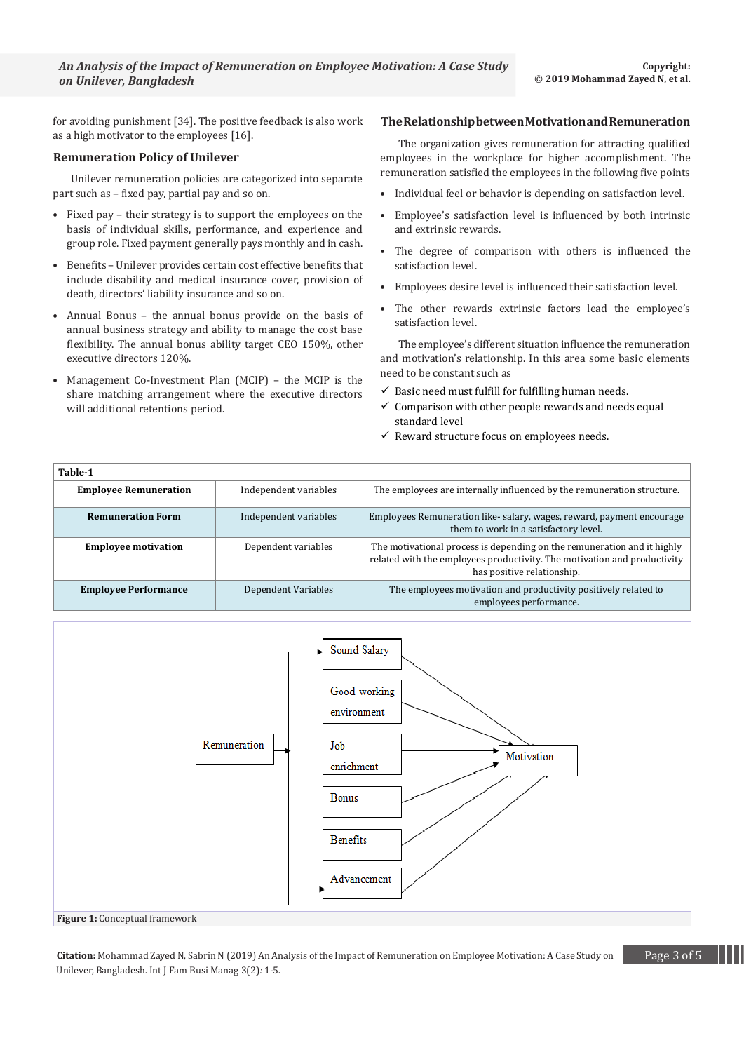for avoiding punishment [34]. The positive feedback is also work as a high motivator to the employees [16].

### Remuneration Policy of Unilever

Unilever remuneration policies are categorized into separate part such as – fixed pay, partial pay and so on.

- Fixed pay – their strategy is to support the employees on the basis of individual skills, performance, and experience and group role. Fixed payment generally pays monthly and in cash.
- Benefits – Unilever provides certain cost effective benefits that include disability and medical insurance cover, provision of death, directors' liability insurance and so on.
- Annual Bonus – the annual bonus provide on the basis of annual business strategy and ability to manage the cost base flexibility. The annual bonus ability target CEO 150%, other executive directors 120%.
- Management Co-Investment Plan (MCIP) – the MCIP is the share matching arrangement where the executive directors will additional retentions period.

### The Relationship between Motivation and Remuneration

The organization gives remuneration for attracting qualified employees in the workplace for higher accomplishment. The remuneration satisfied the employees in the following five points

- Individual feel or behavior is depending on satisfaction level.
- Employee's satisfaction level is influenced by both intrinsic and extrinsic rewards.
- The degree of comparison with others is influenced the satisfaction level.
- Employees desire level is influenced their satisfaction level.
- The other rewards extrinsic factors lead the employee's satisfaction level.

The employee's different situation influence the remuneration and motivation's relationship. In this area some basic elements need to be constant such as

- ✓ Basic need must fulfill for fulfilling human needs.
- ✓ Comparison with other people rewards and needs equal standard level
- ✓ Reward structure focus on employees needs.

**Table-1**

| | | |
|---|---|---|
| **Employee Remuneration** | Independent variables | The employees are internally influenced by the remuneration structure. |
| **Remuneration Form** | Independent variables | Employees Remuneration like- salary, wages, reward, payment encourage them to work in a satisfactory level. |
| **Employee motivation** | Dependent variables | The motivational process is depending on the remuneration and it highly related with the employees productivity. The motivation and productivity has positive relationship. |
| **Employee Performance** | Dependent Variables | The employees motivation and productivity positively related to employees performance. |

Remuneration → Sound Salary, Good working environment, Job enrichment, Bonus, Benefits, Advancement → Motivation

**Figure 1:** Conceptual framework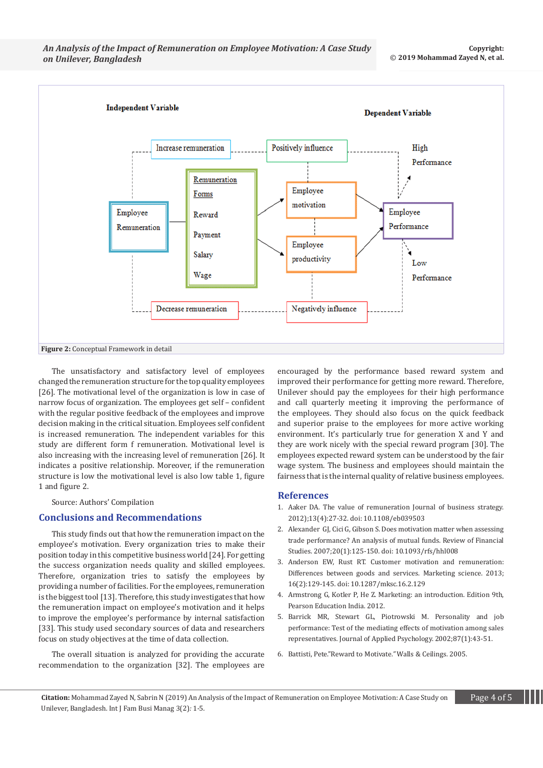Independent Variable

Dependent Variable

Increase remuneration

Positively influence

High Performance

Employee Remuneration

Remuneration Forms

Reward

Payment

Salary

Wage

Employee motivation

Employee productivity

Employee Performance

Low Performance

Decrease remuneration

Negatively influence

**Figure 2:** Conceptual Framework in detail

The unsatisfactory and satisfactory level of employees changed the remuneration structure for the top quality employees [26]. The motivational level of the organization is low in case of narrow focus of organization. The employees get self – confident with the regular positive feedback of the employees and improve decision making in the critical situation. Employees self confident is increased remuneration. The independent variables for this study are different form f remuneration. Motivational level is also increasing with the increasing level of remuneration [26]. It indicates a positive relationship. Moreover, if the remuneration structure is low the motivational level is also low table 1, figure 1 and figure 2.

Source: Authors' Compilation

## Conclusions and Recommendations

This study finds out that how the remuneration impact on the employee's motivation. Every organization tries to make their position today in this competitive business world [24]. For getting the success organization needs quality and skilled employees. Therefore, organization tries to satisfy the employees by providing a number of facilities. For the employees, remuneration is the biggest tool [13]. Therefore, this study investigates that how the remuneration impact on employee's motivation and it helps to improve the employee's performance by internal satisfaction [33]. This study used secondary sources of data and researchers focus on study objectives at the time of data collection.

The overall situation is analyzed for providing the accurate recommendation to the organization [32]. The employees are encouraged by the performance based reward system and improved their performance for getting more reward. Therefore, Unilever should pay the employees for their high performance and call quarterly meeting it improving the performance of the employees. They should also focus on the quick feedback and superior praise to the employees for more active working environment. It's particularly true for generation X and Y and they are work nicely with the special reward program [30]. The employees expected reward system can be understood by the fair wage system. The business and employees should maintain the fairness that is the internal quality of relative business employees.

## References

1. Aaker DA. The value of remuneration Journal of business strategy. 2012);13(4):27-32. doi: 10.1108/eb039503
2. Alexander GJ, Cici G, Gibson S. Does motivation matter when assessing trade performance? An analysis of mutual funds. Review of Financial Studies. 2007;20(1):125-150. doi: 10.1093/rfs/hhl008
3. Anderson EW, Rust RT. Customer motivation and remuneration: Differences between goods and services. Marketing science. 2013; 16(2):129-145. doi: 10.1287/mksc.16.2.129
4. Armstrong G, Kotler P, He Z. Marketing: an introduction. Edition 9th, Pearson Education India. 2012.
5. Barrick MR, Stewart GL, Piotrowski M. Personality and job performance: Test of the mediating effects of motivation among sales representatives. Journal of Applied Psychology. 2002;87(1):43-51.
6. Battisti, Pete."Reward to Motivate." Walls & Ceilings. 2005.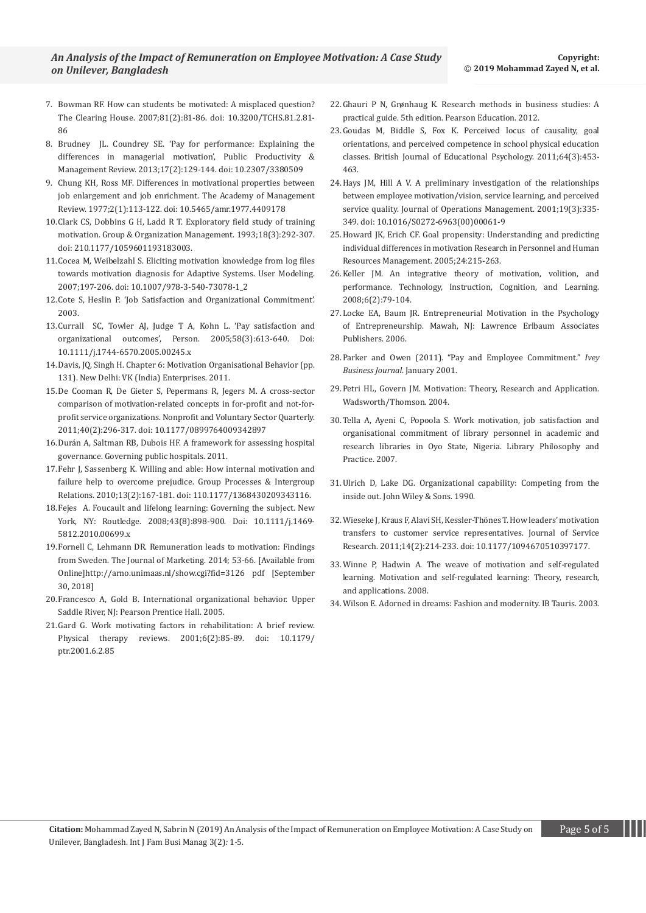7. Bowman RF. How can students be motivated: A misplaced question? The Clearing House. 2007;81(2):81-86. doi: 10.3200/TCHS.81.2.81-86
8. Brudney JL. Coundrey SE. 'Pay for performance: Explaining the differences in managerial motivation', Public Productivity & Management Review. 2013;17(2):129-144. doi: 10.2307/3380509
9. Chung KH, Ross MF. Differences in motivational properties between job enlargement and job enrichment. The Academy of Management Review. 1977;2(1):113-122. doi: 10.5465/amr.1977.4409178
10. Clark CS, Dobbins G H, Ladd R T. Exploratory field study of training motivation. Group & Organization Management. 1993;18(3):292-307. doi: 210.1177/1059601193183003.
11. Cocea M, Weibelzahl S. Eliciting motivation knowledge from log files towards motivation diagnosis for Adaptive Systems. User Modeling. 2007;197-206. doi: 10.1007/978-3-540-73078-1_2
12. Cote S, Heslin P. 'Job Satisfaction and Organizational Commitment'. 2003.
13. Currall SC, Towler AJ, Judge T A, Kohn L. 'Pay satisfaction and organizational outcomes', Person. 2005;58(3):613-640. Doi: 10.1111/j.1744-6570.2005.00245.x
14. Davis, JQ, Singh H. Chapter 6: Motivation Organisational Behavior (pp. 131). New Delhi: VK (India) Enterprises. 2011.
15. De Cooman R, De Gieter S, Pepermans R, Jegers M. A cross-sector comparison of motivation-related concepts in for-profit and not-for-profit service organizations. Nonprofit and Voluntary Sector Quarterly. 2011;40(2):296-317. doi: 10.1177/0899764009342897
16. Durán A, Saltman RB, Dubois HF. A framework for assessing hospital governance. Governing public hospitals. 2011.
17. Fehr J, Sassenberg K. Willing and able: How internal motivation and failure help to overcome prejudice. Group Processes & Intergroup Relations. 2010;13(2):167-181. doi: 110.1177/1368430209343116.
18. Fejes A. Foucault and lifelong learning: Governing the subject. New York, NY: Routledge. 2008;43(8):898-900. Doi: 10.1111/j.1469-5812.2010.00699.x
19. Fornell C, Lehmann DR. Remuneration leads to motivation: Findings from Sweden. The Journal of Marketing. 2014; 53-66. [Available from Online]http://arno.unimaas.nl/show.cgi?fid=3126 pdf [September 30, 2018]
20. Francesco A, Gold B. International organizational behavior. Upper Saddle River, NJ: Pearson Prentice Hall. 2005.
21. Gard G. Work motivating factors in rehabilitation: A brief review. Physical therapy reviews. 2001;6(2):85-89. doi: 10.1179/ptr.2001.6.2.85
22. Ghauri P N, Grønhaug K. Research methods in business studies: A practical guide. 5th edition. Pearson Education. 2012.
23. Goudas M, Biddle S, Fox K. Perceived locus of causality, goal orientations, and perceived competence in school physical education classes. British Journal of Educational Psychology. 2011;64(3):453-463.
24. Hays JM, Hill A V. A preliminary investigation of the relationships between employee motivation/vision, service learning, and perceived service quality. Journal of Operations Management. 2001;19(3):335-349. doi: 10.1016/S0272-6963(00)00061-9
25. Howard JK, Erich CF. Goal propensity: Understanding and predicting individual differences in motivation Research in Personnel and Human Resources Management. 2005;24:215-263.
26. Keller JM. An integrative theory of motivation, volition, and performance. Technology, Instruction, Cognition, and Learning. 2008;6(2):79-104.
27. Locke EA, Baum JR. Entrepreneurial Motivation in the Psychology of Entrepreneurship. Mawah, NJ: Lawrence Erlbaum Associates Publishers. 2006.
28. Parker and Owen (2011). "Pay and Employee Commitment." *Ivey Business Journal*. January 2001.
29. Petri HL, Govern JM. Motivation: Theory, Research and Application. Wadsworth/Thomson. 2004.
30. Tella A, Ayeni C, Popoola S. Work motivation, job satisfaction and organisational commitment of library personnel in academic and research libraries in Oyo State, Nigeria. Library Philosophy and Practice. 2007.
31. Ulrich D, Lake DG. Organizational capability: Competing from the inside out. John Wiley & Sons. 1990.
32. Wieseke J, Kraus F, Alavi SH, Kessler-Thönes T. How leaders' motivation transfers to customer service representatives. Journal of Service Research. 2011;14(2):214-233. doi: 10.1177/1094670510397177.
33. Winne P, Hadwin A. The weave of motivation and self-regulated learning. Motivation and self-regulated learning: Theory, research, and applications. 2008.
34. Wilson E. Adorned in dreams: Fashion and modernity. IB Tauris. 2003.

**Citation:** Mohammad Zayed N, Sabrin N (2019) An Analysis of the Impact of Remuneration on Employee Motivation: A Case Study on Unilever, Bangladesh. Int J Fam Busi Manag 3(2): 1-5.